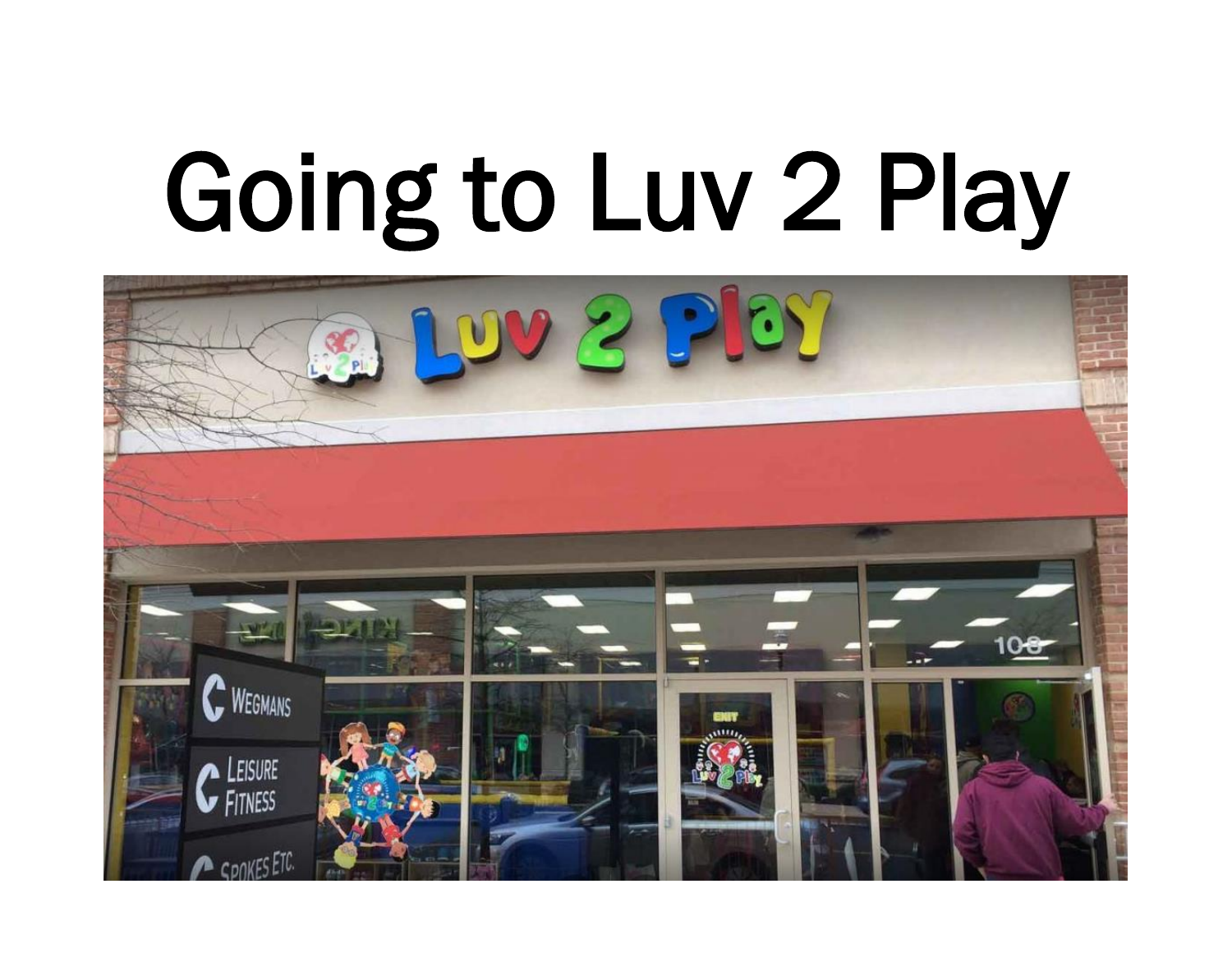# Going to Luv 2 Play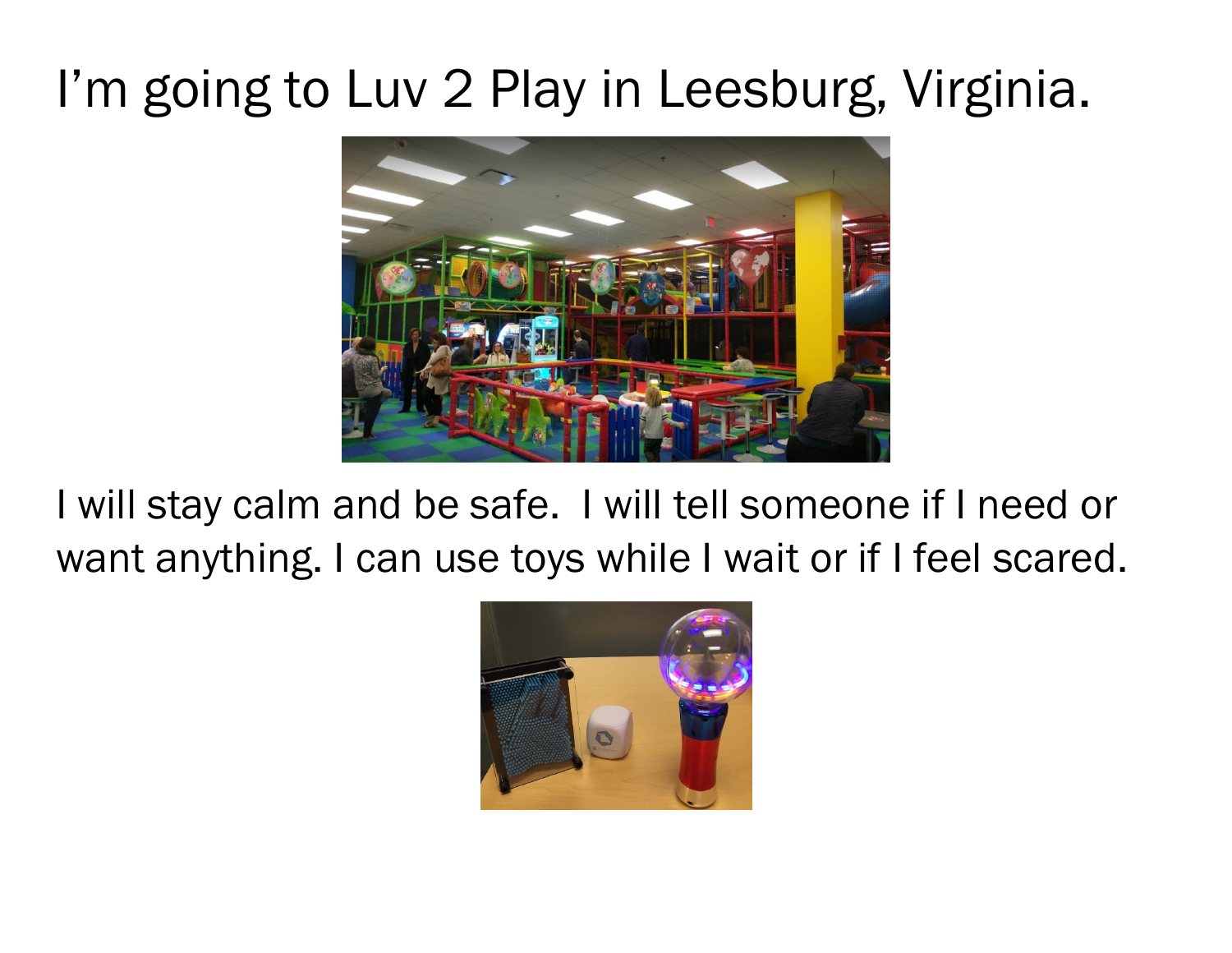# I'm going to Luv 2 Play in Leesburg, Virginia.

I will stay calm and be safe. I will tell someone if I need or want anything. I can use toys while I wait or if I feel scared.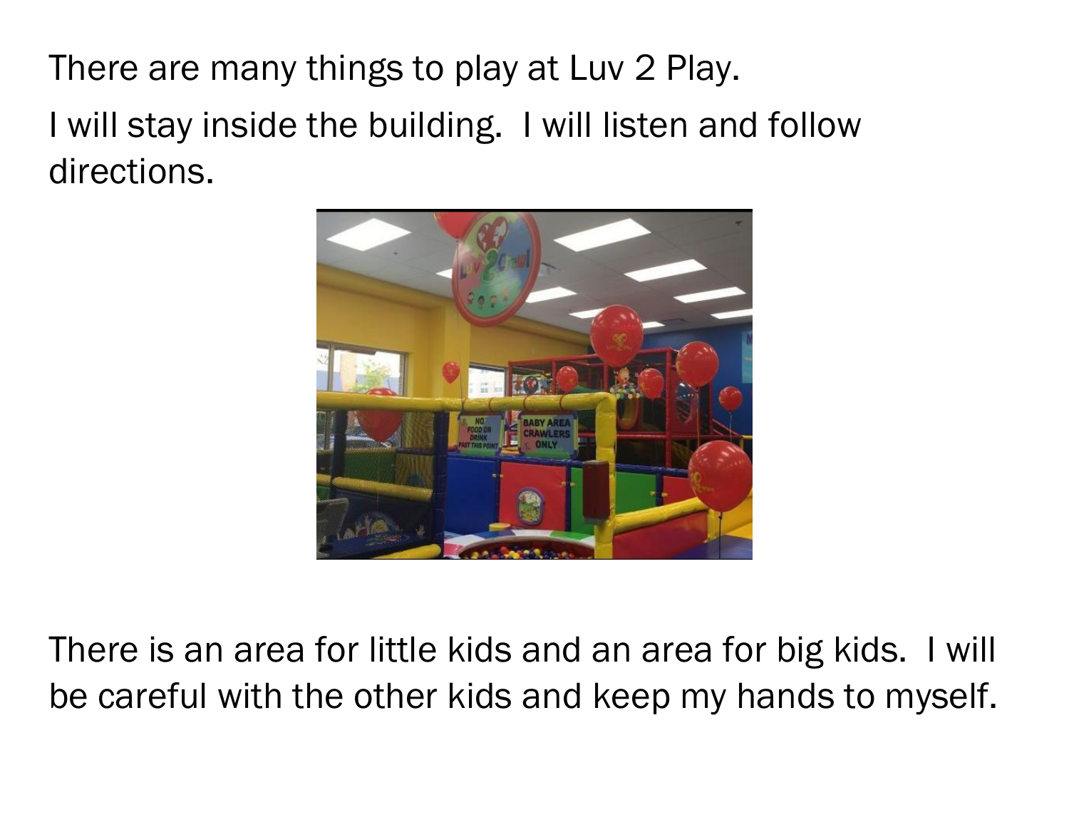There are many things to play at Luv 2 Play.

I will stay inside the building. I will listen and follow directions.

There is an area for little kids and an area for big kids. I will be careful with the other kids and keep my hands to myself.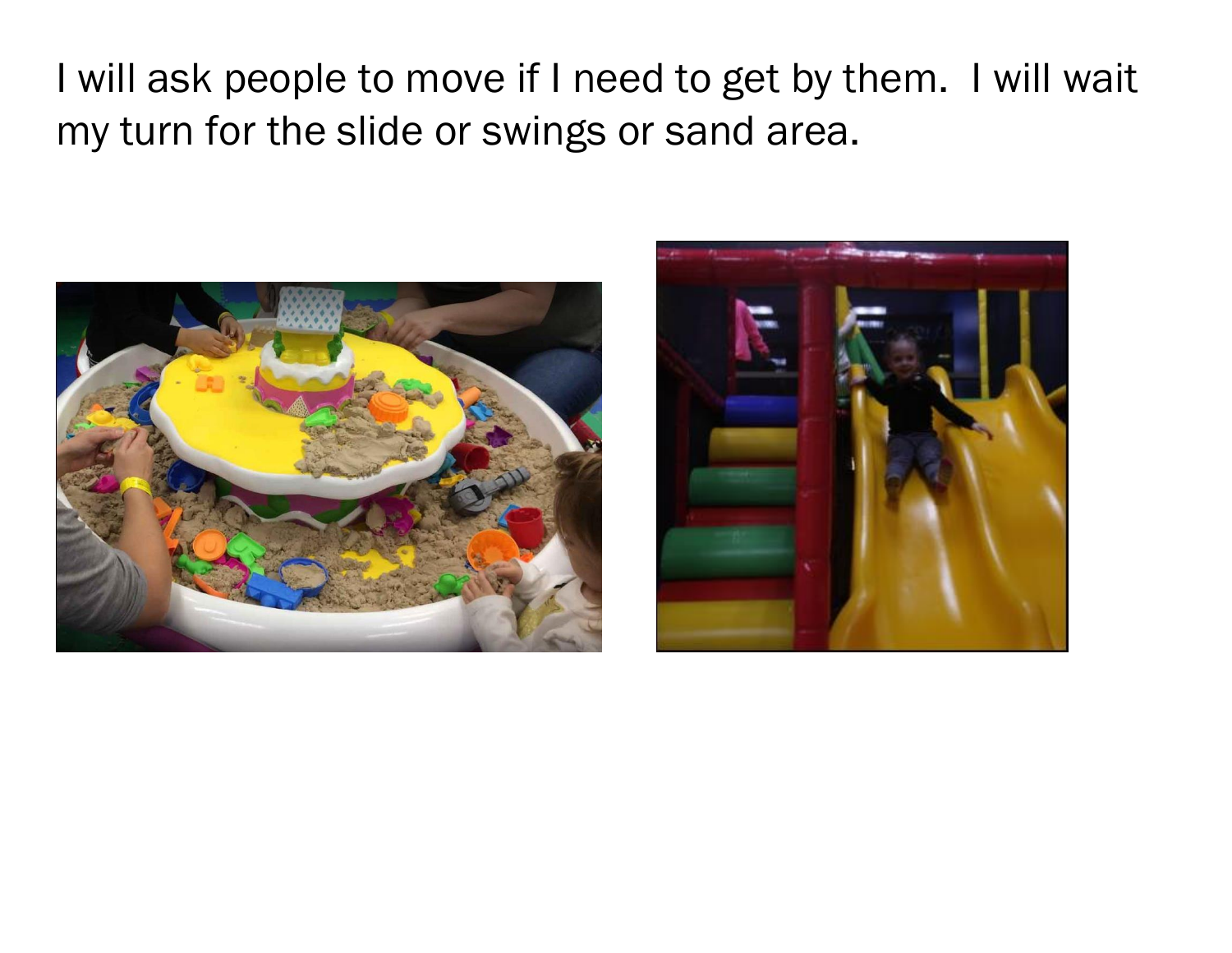I will ask people to move if I need to get by them. I will wait my turn for the slide or swings or sand area.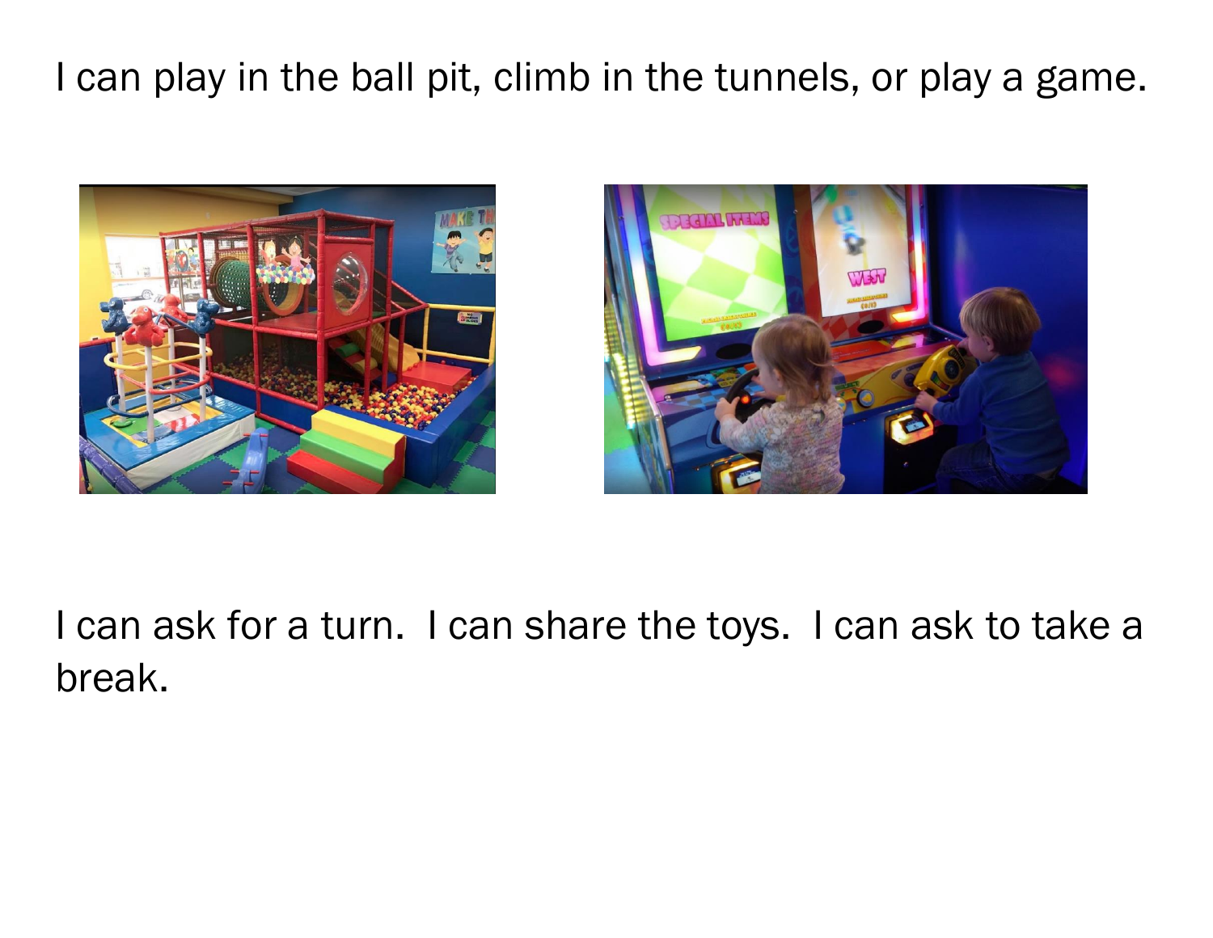I can play in the ball pit, climb in the tunnels, or play a game.

I can ask for a turn.  I can share the toys.  I can ask to take a break.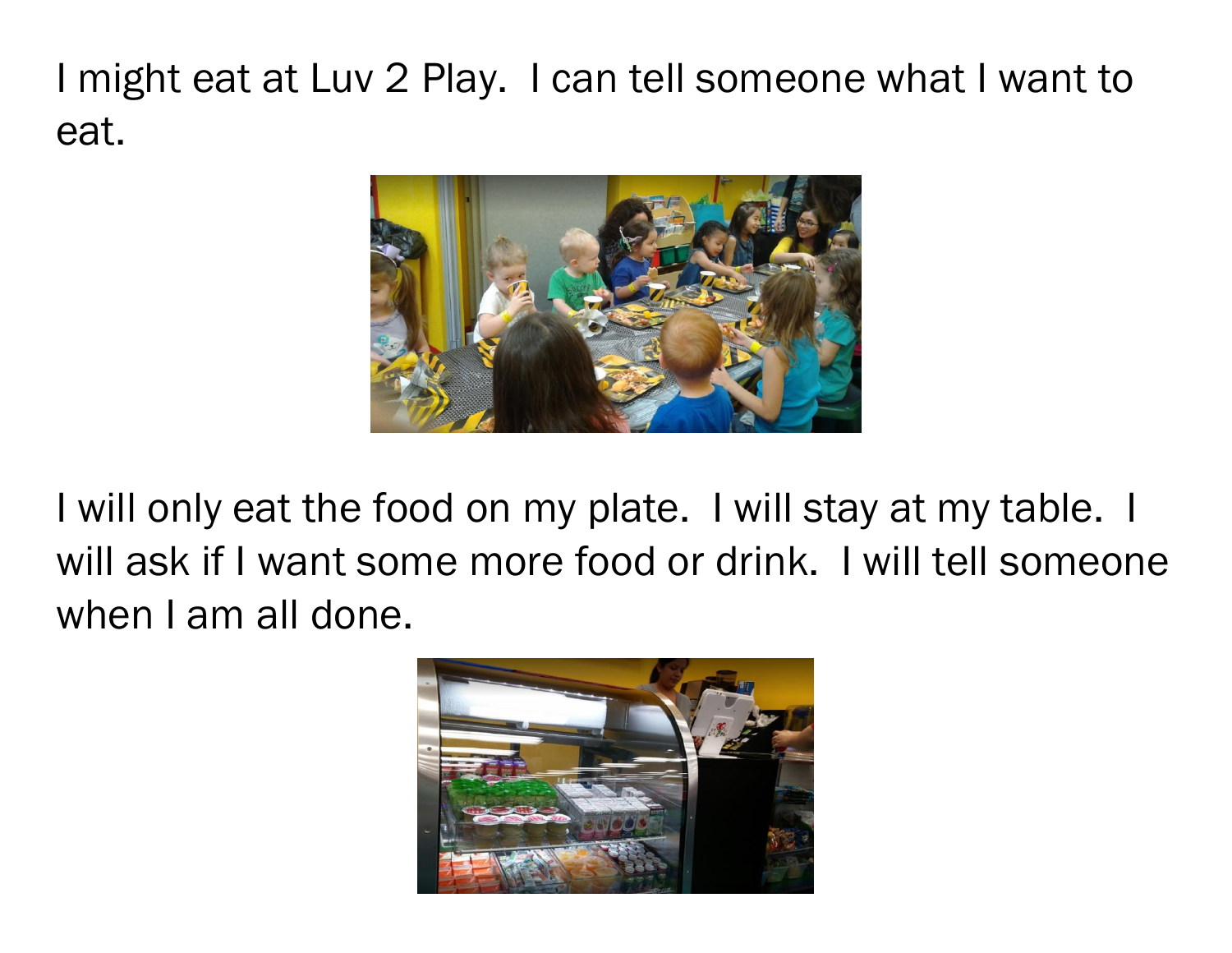I might eat at Luv 2 Play. I can tell someone what I want to eat.

I will only eat the food on my plate. I will stay at my table. I will ask if I want some more food or drink. I will tell someone when I am all done.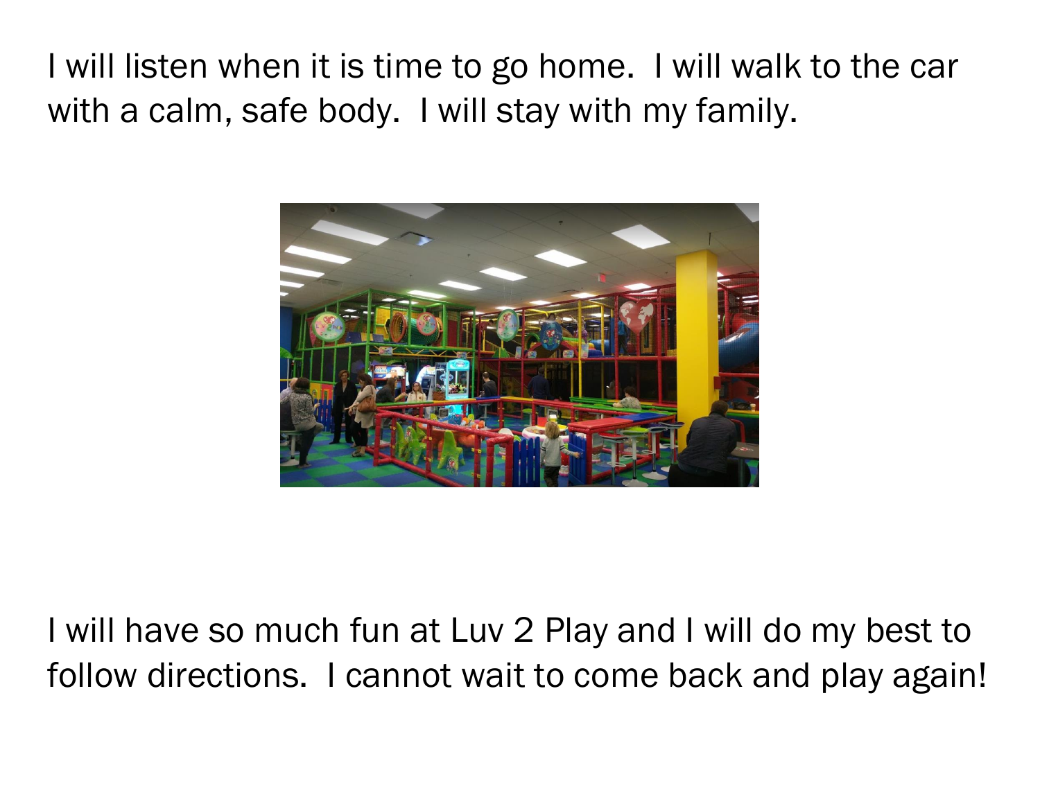I will listen when it is time to go home. I will walk to the car with a calm, safe body. I will stay with my family.

I will have so much fun at Luv 2 Play and I will do my best to follow directions. I cannot wait to come back and play again!